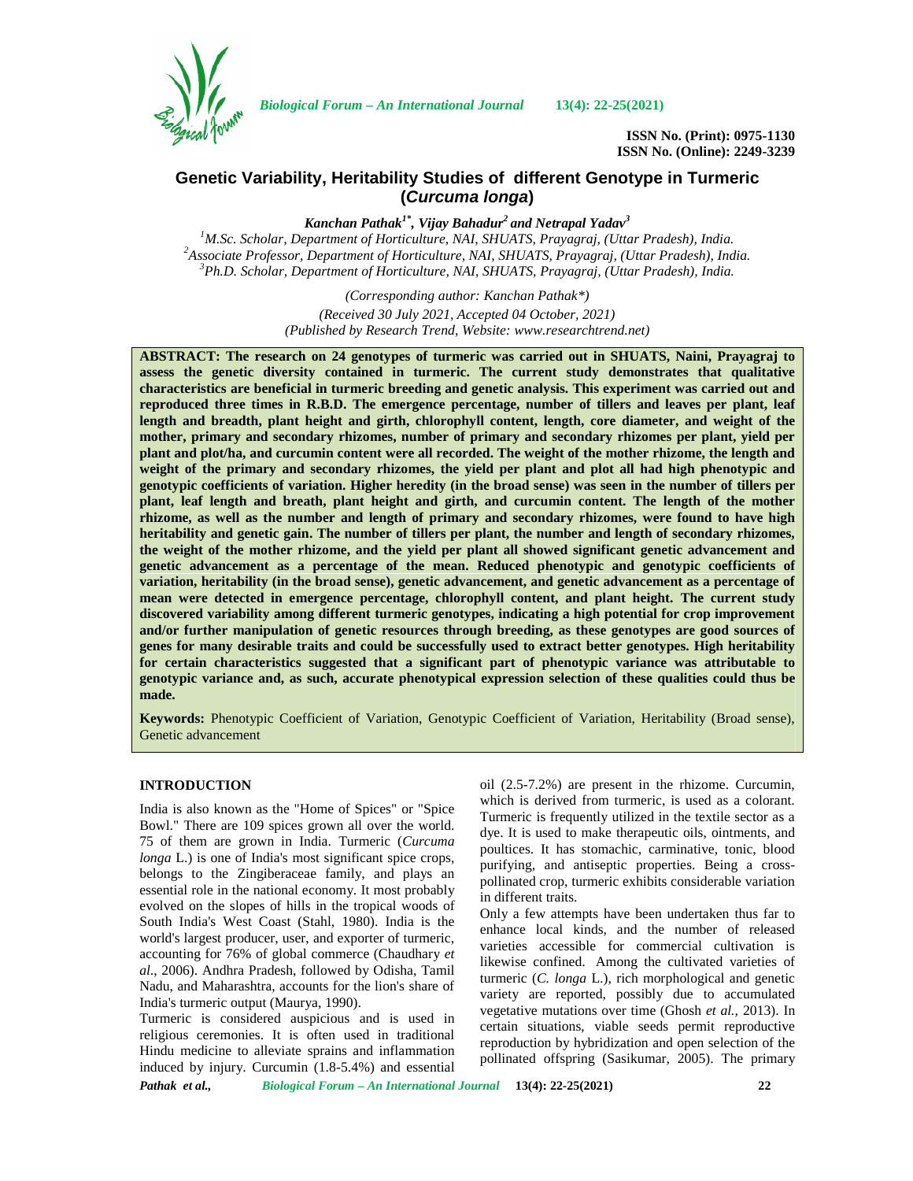Biological Forum – An International Journal 13(4): 22-25(2021)

ISSN No. (Print): 0975-1130
ISSN No. (Online): 2249-3239

# Genetic Variability, Heritability Studies of different Genotype in Turmeric (*Curcuma longa*)

***Kanchan Pathak[1*], Vijay Bahadur[2] and Netrapal Yadav[3]***

[1]*M.Sc. Scholar, Department of Horticulture, NAI, SHUATS, Prayagraj, (Uttar Pradesh), India.*
[2]*Associate Professor, Department of Horticulture, NAI, SHUATS, Prayagraj, (Uttar Pradesh), India.*
[3]*Ph.D. Scholar, Department of Horticulture, NAI, SHUATS, Prayagraj, (Uttar Pradesh), India.*

*(Corresponding author: Kanchan Pathak\*)*
*(Received 30 July 2021, Accepted 04 October, 2021)*
*(Published by Research Trend, Website: www.researchtrend.net)*

**ABSTRACT: The research on 24 genotypes of turmeric was carried out in SHUATS, Naini, Prayagraj to assess the genetic diversity contained in turmeric. The current study demonstrates that qualitative characteristics are beneficial in turmeric breeding and genetic analysis. This experiment was carried out and reproduced three times in R.B.D. The emergence percentage, number of tillers and leaves per plant, leaf length and breadth, plant height and girth, chlorophyll content, length, core diameter, and weight of the mother, primary and secondary rhizomes, number of primary and secondary rhizomes per plant, yield per plant and plot/ha, and curcumin content were all recorded. The weight of the mother rhizome, the length and weight of the primary and secondary rhizomes, the yield per plant and plot all had high phenotypic and genotypic coefficients of variation. Higher heredity (in the broad sense) was seen in the number of tillers per plant, leaf length and breath, plant height and girth, and curcumin content. The length of the mother rhizome, as well as the number and length of primary and secondary rhizomes, were found to have high heritability and genetic gain. The number of tillers per plant, the number and length of secondary rhizomes, the weight of the mother rhizome, and the yield per plant all showed significant genetic advancement and genetic advancement as a percentage of the mean. Reduced phenotypic and genotypic coefficients of variation, heritability (in the broad sense), genetic advancement, and genetic advancement as a percentage of mean were detected in emergence percentage, chlorophyll content, and plant height. The current study discovered variability among different turmeric genotypes, indicating a high potential for crop improvement and/or further manipulation of genetic resources through breeding, as these genotypes are good sources of genes for many desirable traits and could be successfully used to extract better genotypes. High heritability for certain characteristics suggested that a significant part of phenotypic variance was attributable to genotypic variance and, as such, accurate phenotypical expression selection of these qualities could thus be made.**

**Keywords:** Phenotypic Coefficient of Variation, Genotypic Coefficient of Variation, Heritability (Broad sense), Genetic advancement

## INTRODUCTION

India is also known as the "Home of Spices" or "Spice Bowl." There are 109 spices grown all over the world. 75 of them are grown in India. Turmeric (*Curcuma longa* L.) is one of India's most significant spice crops, belongs to the Zingiberaceae family, and plays an essential role in the national economy. It most probably evolved on the slopes of hills in the tropical woods of South India's West Coast (Stahl, 1980). India is the world's largest producer, user, and exporter of turmeric, accounting for 76% of global commerce (Chaudhary *et al*., 2006). Andhra Pradesh, followed by Odisha, Tamil Nadu, and Maharashtra, accounts for the lion's share of India's turmeric output (Maurya, 1990).

Turmeric is considered auspicious and is used in religious ceremonies. It is often used in traditional Hindu medicine to alleviate sprains and inflammation induced by injury. Curcumin (1.8-5.4%) and essential oil (2.5-7.2%) are present in the rhizome. Curcumin, which is derived from turmeric, is used as a colorant. Turmeric is frequently utilized in the textile sector as a dye. It is used to make therapeutic oils, ointments, and poultices. It has stomachic, carminative, tonic, blood purifying, and antiseptic properties. Being a cross-pollinated crop, turmeric exhibits considerable variation in different traits.

Only a few attempts have been undertaken thus far to enhance local kinds, and the number of released varieties accessible for commercial cultivation is likewise confined. Among the cultivated varieties of turmeric (*C. longa* L.), rich morphological and genetic variety are reported, possibly due to accumulated vegetative mutations over time (Ghosh *et al.*, 2013). In certain situations, viable seeds permit reproductive reproduction by hybridization and open selection of the pollinated offspring (Sasikumar, 2005). The primary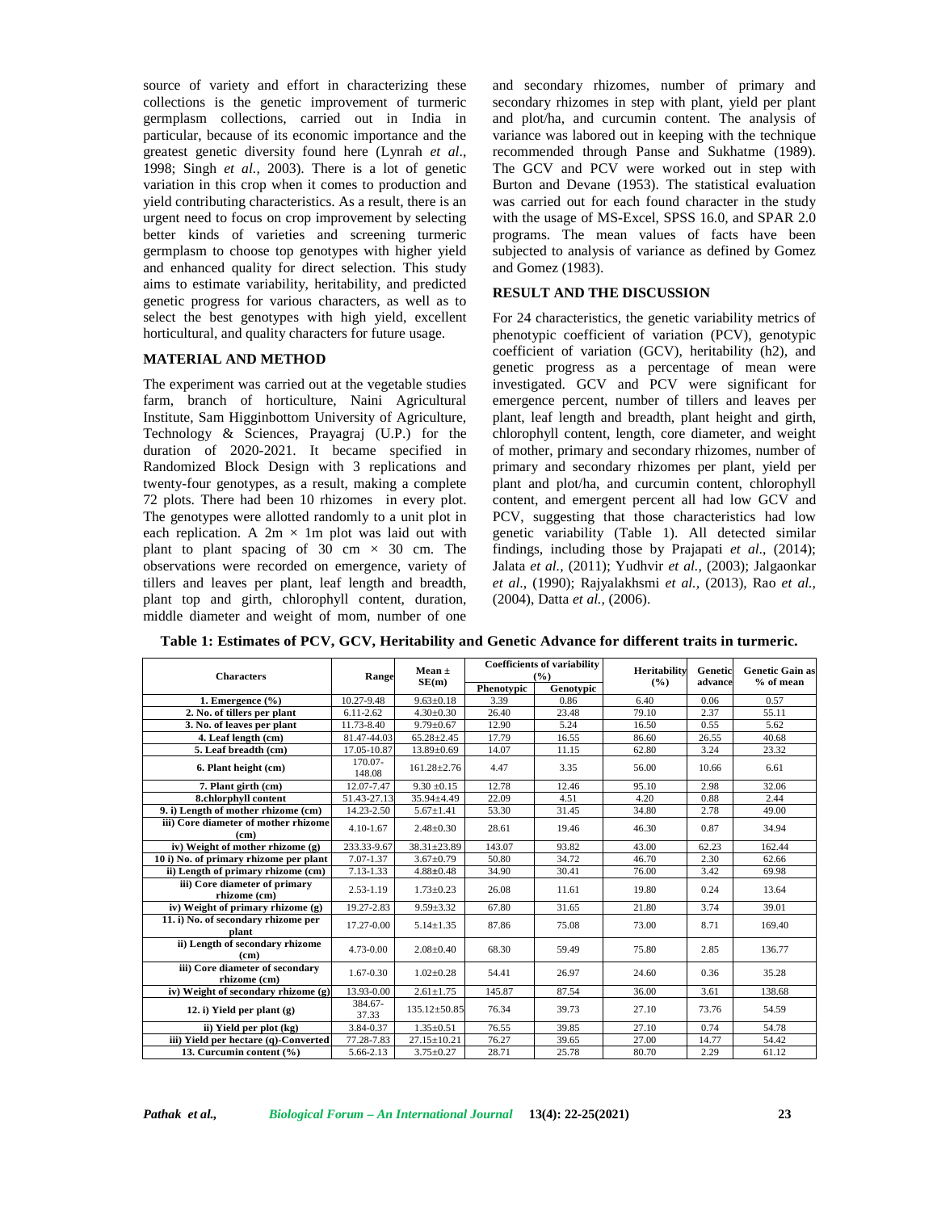source of variety and effort in characterizing these collections is the genetic improvement of turmeric germplasm collections, carried out in India in particular, because of its economic importance and the greatest genetic diversity found here (Lynrah *et al*., 1998; Singh *et al.,* 2003). There is a lot of genetic variation in this crop when it comes to production and yield contributing characteristics. As a result, there is an urgent need to focus on crop improvement by selecting better kinds of varieties and screening turmeric germplasm to choose top genotypes with higher yield and enhanced quality for direct selection. This study aims to estimate variability, heritability, and predicted genetic progress for various characters, as well as to select the best genotypes with high yield, excellent horticultural, and quality characters for future usage.

## MATERIAL AND METHOD

The experiment was carried out at the vegetable studies farm, branch of horticulture, Naini Agricultural Institute, Sam Higginbottom University of Agriculture, Technology & Sciences, Prayagraj (U.P.) for the duration of 2020-2021. It became specified in Randomized Block Design with 3 replications and twenty-four genotypes, as a result, making a complete 72 plots. There had been 10 rhizomes in every plot. The genotypes were allotted randomly to a unit plot in each replication. A 2m × 1m plot was laid out with plant to plant spacing of 30 cm × 30 cm. The observations were recorded on emergence, variety of tillers and leaves per plant, leaf length and breadth, plant top and girth, chlorophyll content, duration, middle diameter and weight of mom, number of one and secondary rhizomes, number of primary and secondary rhizomes in step with plant, yield per plant and plot/ha, and curcumin content. The analysis of variance was labored out in keeping with the technique recommended through Panse and Sukhatme (1989). The GCV and PCV were worked out in step with Burton and Devane (1953). The statistical evaluation was carried out for each found character in the study with the usage of MS-Excel, SPSS 16.0, and SPAR 2.0 programs. The mean values of facts have been subjected to analysis of variance as defined by Gomez and Gomez (1983).

## RESULT AND THE DISCUSSION

For 24 characteristics, the genetic variability metrics of phenotypic coefficient of variation (PCV), genotypic coefficient of variation (GCV), heritability (h2), and genetic progress as a percentage of mean were investigated. GCV and PCV were significant for emergence percent, number of tillers and leaves per plant, leaf length and breadth, plant height and girth, chlorophyll content, length, core diameter, and weight of mother, primary and secondary rhizomes, number of primary and secondary rhizomes per plant, yield per plant and plot/ha, and curcumin content, chlorophyll content, and emergent percent all had low GCV and PCV, suggesting that those characteristics had low genetic variability (Table 1). All detected similar findings, including those by Prajapati *et al.,* (2014); Jalata *et al.,* (2011); Yudhvir *et al.,* (2003); Jalgaonkar *et al*., (1990); Rajyalakhsmi *et al.,* (2013), Rao *et al.,* (2004), Datta *et al.,* (2006).

**Table 1: Estimates of PCV, GCV, Heritability and Genetic Advance for different traits in turmeric.**

| Characters | Range | Mean ± SE(m) | Coefficients of variability (%) | | Heritability (%) | Genetic advance | Genetic Gain as % of mean |
|---|---|---|---|---|---|---|---|
| | | | Phenotypic | Genotypic | | | |
| 1. Emergence (%) | 10.27-9.48 | 9.63±0.18 | 3.39 | 0.86 | 6.40 | 0.06 | 0.57 |
| 2. No. of tillers per plant | 6.11-2.62 | 4.30±0.30 | 26.40 | 23.48 | 79.10 | 2.37 | 55.11 |
| 3. No. of leaves per plant | 11.73-8.40 | 9.79±0.67 | 12.90 | 5.24 | 16.50 | 0.55 | 5.62 |
| 4. Leaf length (cm) | 81.47-44.03 | 65.28±2.45 | 17.79 | 16.55 | 86.60 | 26.55 | 40.68 |
| 5. Leaf breadth (cm) | 17.05-10.87 | 13.89±0.69 | 14.07 | 11.15 | 62.80 | 3.24 | 23.32 |
| 6. Plant height (cm) | 170.07-148.08 | 161.28±2.76 | 4.47 | 3.35 | 56.00 | 10.66 | 6.61 |
| 7. Plant girth (cm) | 12.07-7.47 | 9.30 ±0.15 | 12.78 | 12.46 | 95.10 | 2.98 | 32.06 |
| 8.chlorphyll content | 51.43-27.13 | 35.94±4.49 | 22.09 | 4.51 | 4.20 | 0.88 | 2.44 |
| 9. i) Length of mother rhizome (cm) | 14.23-2.50 | 5.67±1.41 | 53.30 | 31.45 | 34.80 | 2.78 | 49.00 |
| iii) Core diameter of mother rhizome (cm) | 4.10-1.67 | 2.48±0.30 | 28.61 | 19.46 | 46.30 | 0.87 | 34.94 |
| iv) Weight of mother rhizome (g) | 233.33-9.67 | 38.31±23.89 | 143.07 | 93.82 | 43.00 | 62.23 | 162.44 |
| 10 i) No. of primary rhizome per plant | 7.07-1.37 | 3.67±0.79 | 50.80 | 34.72 | 46.70 | 2.30 | 62.66 |
| ii) Length of primary rhizome (cm) | 7.13-1.33 | 4.88±0.48 | 34.90 | 30.41 | 76.00 | 3.42 | 69.98 |
| iii) Core diameter of primary rhizome (cm) | 2.53-1.19 | 1.73±0.23 | 26.08 | 11.61 | 19.80 | 0.24 | 13.64 |
| iv) Weight of primary rhizome (g) | 19.27-2.83 | 9.59±3.32 | 67.80 | 31.65 | 21.80 | 3.74 | 39.01 |
| 11. i) No. of secondary rhizome per plant | 17.27-0.00 | 5.14±1.35 | 87.86 | 75.08 | 73.00 | 8.71 | 169.40 |
| ii) Length of secondary rhizome (cm) | 4.73-0.00 | 2.08±0.40 | 68.30 | 59.49 | 75.80 | 2.85 | 136.77 |
| iii) Core diameter of secondary rhizome (cm) | 1.67-0.30 | 1.02±0.28 | 54.41 | 26.97 | 24.60 | 0.36 | 35.28 |
| iv) Weight of secondary rhizome (g) | 13.93-0.00 | 2.61±1.75 | 145.87 | 87.54 | 36.00 | 3.61 | 138.68 |
| 12. i) Yield per plant (g) | 384.67-37.33 | 135.12±50.85 | 76.34 | 39.73 | 27.10 | 73.76 | 54.59 |
| ii) Yield per plot (kg) | 3.84-0.37 | 1.35±0.51 | 76.55 | 39.85 | 27.10 | 0.74 | 54.78 |
| iii) Yield per hectare (q)-Converted | 77.28-7.83 | 27.15±10.21 | 76.27 | 39.65 | 27.00 | 14.77 | 54.42 |
| 13. Curcumin content (%) | 5.66-2.13 | 3.75±0.27 | 28.71 | 25.78 | 80.70 | 2.29 | 61.12 |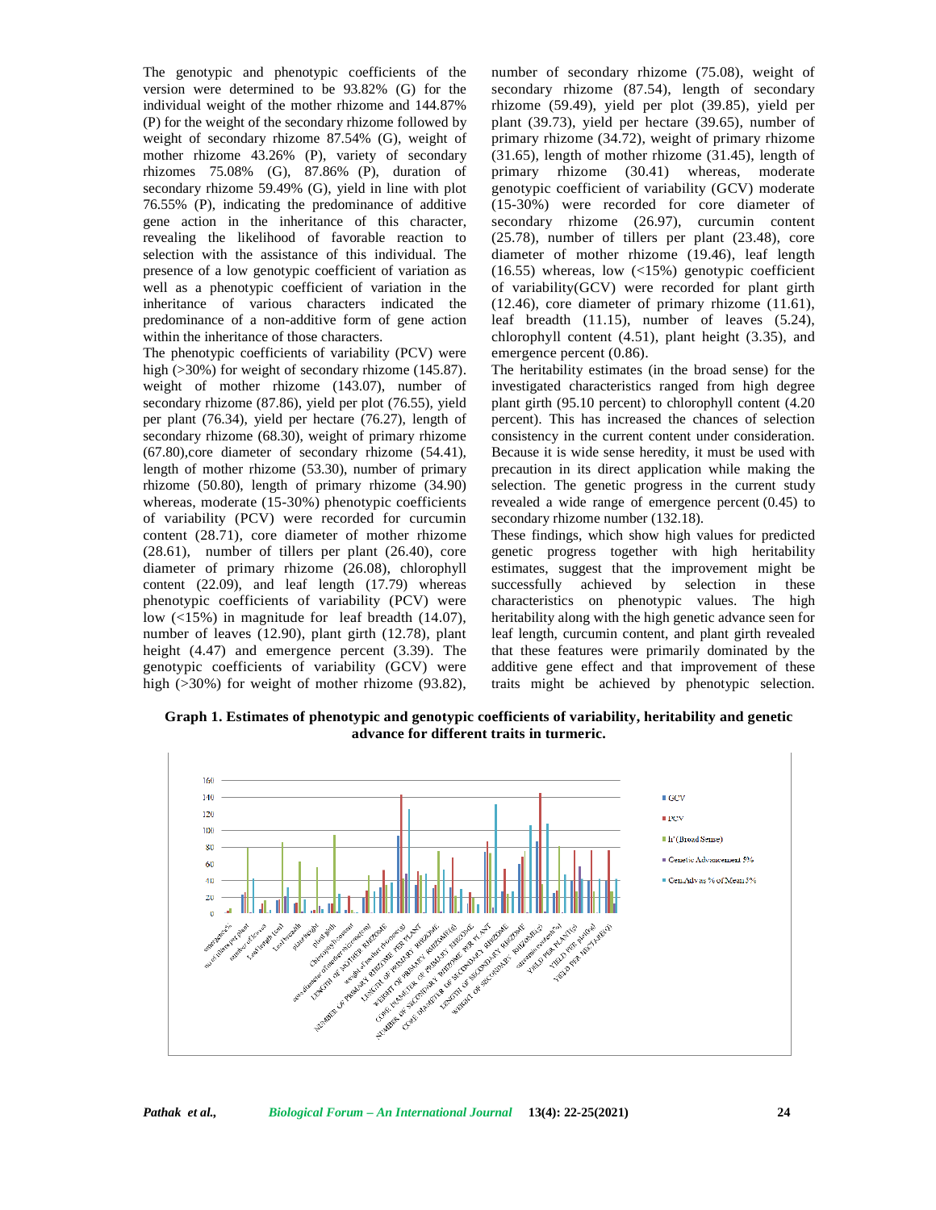The genotypic and phenotypic coefficients of the version were determined to be 93.82% (G) for the individual weight of the mother rhizome and 144.87% (P) for the weight of the secondary rhizome followed by weight of secondary rhizome 87.54% (G), weight of mother rhizome 43.26% (P), variety of secondary rhizomes 75.08% (G), 87.86% (P), duration of secondary rhizome 59.49% (G), yield in line with plot 76.55% (P), indicating the predominance of additive gene action in the inheritance of this character, revealing the likelihood of favorable reaction to selection with the assistance of this individual. The presence of a low genotypic coefficient of variation as well as a phenotypic coefficient of variation in the inheritance of various characters indicated the predominance of a non-additive form of gene action within the inheritance of those characters.

The phenotypic coefficients of variability (PCV) were high (>30%) for weight of secondary rhizome (145.87). weight of mother rhizome (143.07), number of secondary rhizome (87.86), yield per plot (76.55), yield per plant (76.34), yield per hectare (76.27), length of secondary rhizome (68.30), weight of primary rhizome (67.80),core diameter of secondary rhizome (54.41), length of mother rhizome (53.30), number of primary rhizome (50.80), length of primary rhizome (34.90) whereas, moderate (15-30%) phenotypic coefficients of variability (PCV) were recorded for curcumin content (28.71), core diameter of mother rhizome (28.61), number of tillers per plant (26.40), core diameter of primary rhizome (26.08), chlorophyll content (22.09), and leaf length (17.79) whereas phenotypic coefficients of variability (PCV) were low (<15%) in magnitude for leaf breadth (14.07), number of leaves (12.90), plant girth (12.78), plant height (4.47) and emergence percent (3.39). The genotypic coefficients of variability (GCV) were high (>30%) for weight of mother rhizome (93.82), number of secondary rhizome (75.08), weight of secondary rhizome (87.54), length of secondary rhizome (59.49), yield per plot (39.85), yield per plant (39.73), yield per hectare (39.65), number of primary rhizome (34.72), weight of primary rhizome (31.65), length of mother rhizome (31.45), length of primary rhizome (30.41) whereas, moderate genotypic coefficient of variability (GCV) moderate (15-30%) were recorded for core diameter of secondary rhizome (26.97), curcumin content (25.78), number of tillers per plant (23.48), core diameter of mother rhizome (19.46), leaf length (16.55) whereas, low (<15%) genotypic coefficient of variability(GCV) were recorded for plant girth (12.46), core diameter of primary rhizome (11.61), leaf breadth (11.15), number of leaves (5.24), chlorophyll content (4.51), plant height (3.35), and emergence percent (0.86).

The heritability estimates (in the broad sense) for the investigated characteristics ranged from high degree plant girth (95.10 percent) to chlorophyll content (4.20 percent). This has increased the chances of selection consistency in the current content under consideration. Because it is wide sense heredity, it must be used with precaution in its direct application while making the selection. The genetic progress in the current study revealed a wide range of emergence percent (0.45) to secondary rhizome number (132.18).

These findings, which show high values for predicted genetic progress together with high heritability estimates, suggest that the improvement might be successfully achieved by selection in these characteristics on phenotypic values. The high heritability along with the high genetic advance seen for leaf length, curcumin content, and plant girth revealed that these features were primarily dominated by the additive gene effect and that improvement of these traits might be achieved by phenotypic selection.

**Graph 1. Estimates of phenotypic and genotypic coefficients of variability, heritability and genetic advance for different traits in turmeric.**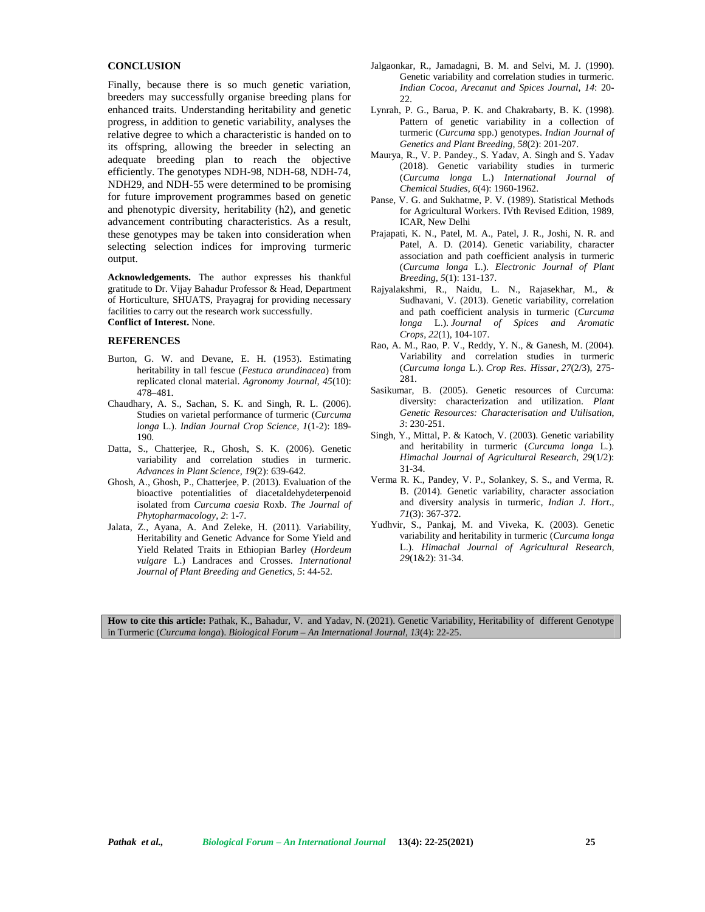## CONCLUSION

Finally, because there is so much genetic variation, breeders may successfully organise breeding plans for enhanced traits. Understanding heritability and genetic progress, in addition to genetic variability, analyses the relative degree to which a characteristic is handed on to its offspring, allowing the breeder in selecting an adequate breeding plan to reach the objective efficiently. The genotypes NDH-98, NDH-68, NDH-74, NDH29, and NDH-55 were determined to be promising for future improvement programmes based on genetic and phenotypic diversity, heritability (h2), and genetic advancement contributing characteristics. As a result, these genotypes may be taken into consideration when selecting selection indices for improving turmeric output.

**Acknowledgements.** The author expresses his thankful gratitude to Dr. Vijay Bahadur Professor & Head, Department of Horticulture, SHUATS, Prayagraj for providing necessary facilities to carry out the research work successfully.

**Conflict of Interest.** None.

## REFERENCES

Burton, G. W. and Devane, E. H. (1953). Estimating heritability in tall fescue (*Festuca arundinacea*) from replicated clonal material. *Agronomy Journal, 45*(10): 478–481.

Chaudhary, A. S., Sachan, S. K. and Singh, R. L. (2006). Studies on varietal performance of turmeric (*Curcuma longa* L.). *Indian Journal Crop Science, 1*(1-2): 189-190.

Datta, S., Chatterjee, R., Ghosh, S. K. (2006). Genetic variability and correlation studies in turmeric. *Advances in Plant Science, 19*(2): 639-642.

Ghosh, A., Ghosh, P., Chatterjee, P. (2013). Evaluation of the bioactive potentialities of diacetaldehydeterpenoid isolated from *Curcuma caesia* Roxb. *The Journal of Phytopharmacology, 2*: 1-7.

Jalata, Z., Ayana, A. And Zeleke, H. (2011). Variability, Heritability and Genetic Advance for Some Yield and Yield Related Traits in Ethiopian Barley (*Hordeum vulgare* L.) Landraces and Crosses. *International Journal of Plant Breeding and Genetics, 5*: 44-52.

Jalgaonkar, R., Jamadagni, B. M. and Selvi, M. J. (1990). Genetic variability and correlation studies in turmeric. *Indian Cocoa, Arecanut and Spices Journal, 14*: 20-22.

Lynrah, P. G., Barua, P. K. and Chakrabarty, B. K. (1998). Pattern of genetic variability in a collection of turmeric (*Curcuma* spp.) genotypes. *Indian Journal of Genetics and Plant Breeding, 58*(2): 201-207.

Maurya, R., V. P. Pandey., S. Yadav, A. Singh and S. Yadav (2018). Genetic variability studies in turmeric (*Curcuma longa* L.) *International Journal of Chemical Studies, 6*(4): 1960-1962.

Panse, V. G. and Sukhatme, P. V. (1989). Statistical Methods for Agricultural Workers. IVth Revised Edition, 1989, ICAR, New Delhi

Prajapati, K. N., Patel, M. A., Patel, J. R., Joshi, N. R. and Patel, A. D. (2014). Genetic variability, character association and path coefficient analysis in turmeric (*Curcuma longa* L.). *Electronic Journal of Plant Breeding, 5*(1): 131-137.

Rajyalakshmi, R., Naidu, L. N., Rajasekhar, M., & Sudhavani, V. (2013). Genetic variability, correlation and path coefficient analysis in turmeric (*Curcuma longa* L.). *Journal of Spices and Aromatic Crops, 22*(1), 104-107.

Rao, A. M., Rao, P. V., Reddy, Y. N., & Ganesh, M. (2004). Variability and correlation studies in turmeric (*Curcuma longa* L.). *Crop Res. Hissar, 27*(2/3), 275-281.

Sasikumar, B. (2005). Genetic resources of Curcuma: diversity: characterization and utilization. *Plant Genetic Resources: Characterisation and Utilisation, 3*: 230-251.

Singh, Y., Mittal, P. & Katoch, V. (2003). Genetic variability and heritability in turmeric (*Curcuma longa* L.). *Himachal Journal of Agricultural Research, 29*(1/2): 31-34.

Verma R. K., Pandey, V. P., Solankey, S. S., and Verma, R. B. (2014). Genetic variability, character association and diversity analysis in turmeric, *Indian J. Hort., 71*(3): 367-372.

Yudhvir, S., Pankaj, M. and Viveka, K. (2003). Genetic variability and heritability in turmeric (*Curcuma longa* L.). *Himachal Journal of Agricultural Research, 29*(1&2): 31-34.

**How to cite this article:** Pathak, K., Bahadur, V. and Yadav, N. (2021). Genetic Variability, Heritability of different Genotype in Turmeric (*Curcuma longa*). *Biological Forum – An International Journal, 13*(4): 22-25.